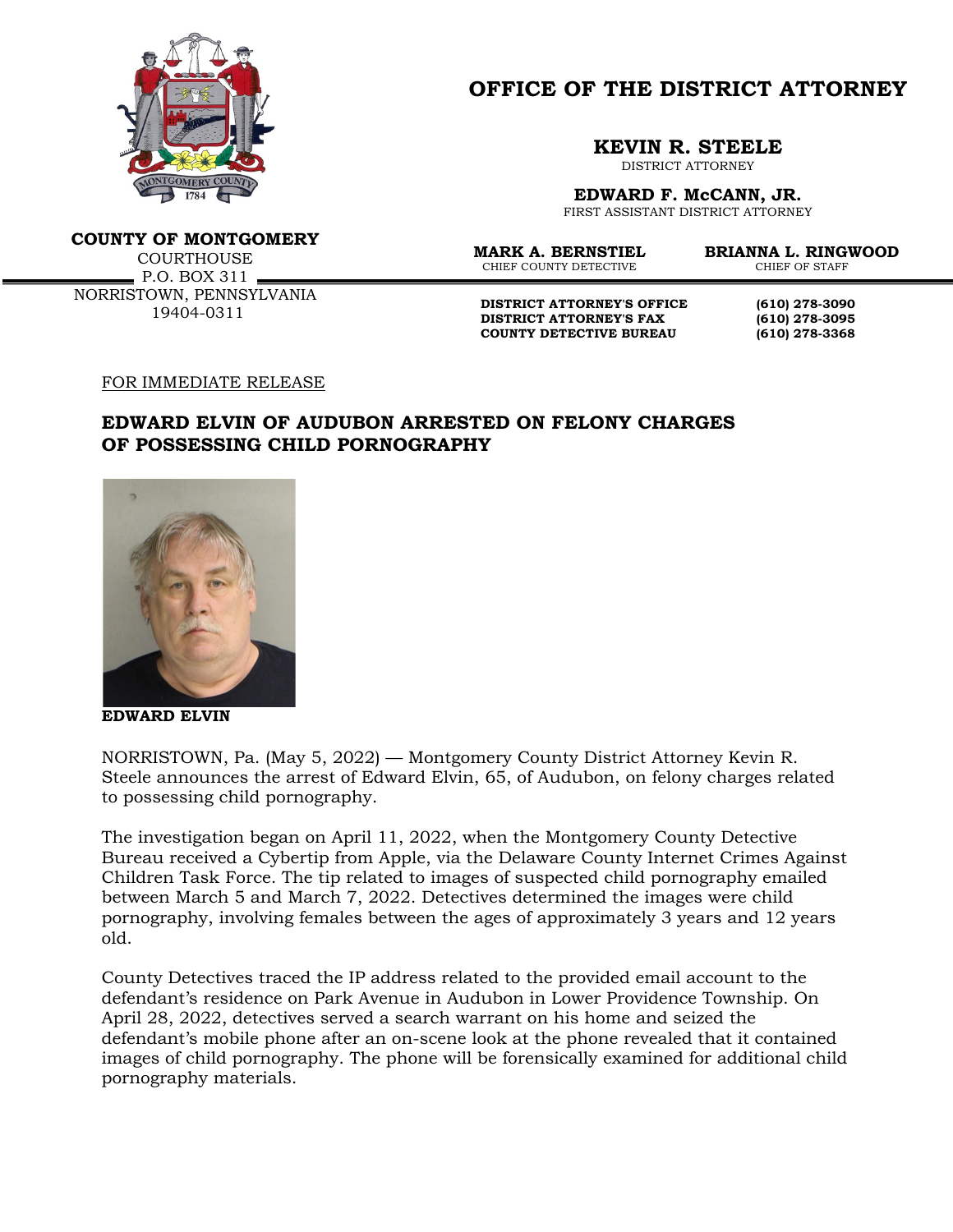# OFFICE OF THE DISTRICT ATTORNEY

**KEVIN R. STEELE**
DISTRICT ATTORNEY

**EDWARD F. McCANN, JR.**
FIRST ASSISTANT DISTRICT ATTORNEY

**COUNTY OF MONTGOMERY**
COURTHOUSE
P.O. BOX 311
NORRISTOWN, PENNSYLVANIA
19404-0311

**MARK A. BERNSTIEL**
CHIEF COUNTY DETECTIVE

**BRIANNA L. RINGWOOD**
CHIEF OF STAFF

**DISTRICT ATTORNEY'S OFFICE** **(610) 278-3090**
**DISTRICT ATTORNEY'S FAX** **(610) 278-3095**
**COUNTY DETECTIVE BUREAU** **(610) 278-3368**

FOR IMMEDIATE RELEASE

## EDWARD ELVIN OF AUDUBON ARRESTED ON FELONY CHARGES OF POSSESSING CHILD PORNOGRAPHY

**EDWARD ELVIN**

NORRISTOWN, Pa. (May 5, 2022) — Montgomery County District Attorney Kevin R. Steele announces the arrest of Edward Elvin, 65, of Audubon, on felony charges related to possessing child pornography.

The investigation began on April 11, 2022, when the Montgomery County Detective Bureau received a Cybertip from Apple, via the Delaware County Internet Crimes Against Children Task Force. The tip related to images of suspected child pornography emailed between March 5 and March 7, 2022. Detectives determined the images were child pornography, involving females between the ages of approximately 3 years and 12 years old.

County Detectives traced the IP address related to the provided email account to the defendant's residence on Park Avenue in Audubon in Lower Providence Township. On April 28, 2022, detectives served a search warrant on his home and seized the defendant's mobile phone after an on-scene look at the phone revealed that it contained images of child pornography. The phone will be forensically examined for additional child pornography materials.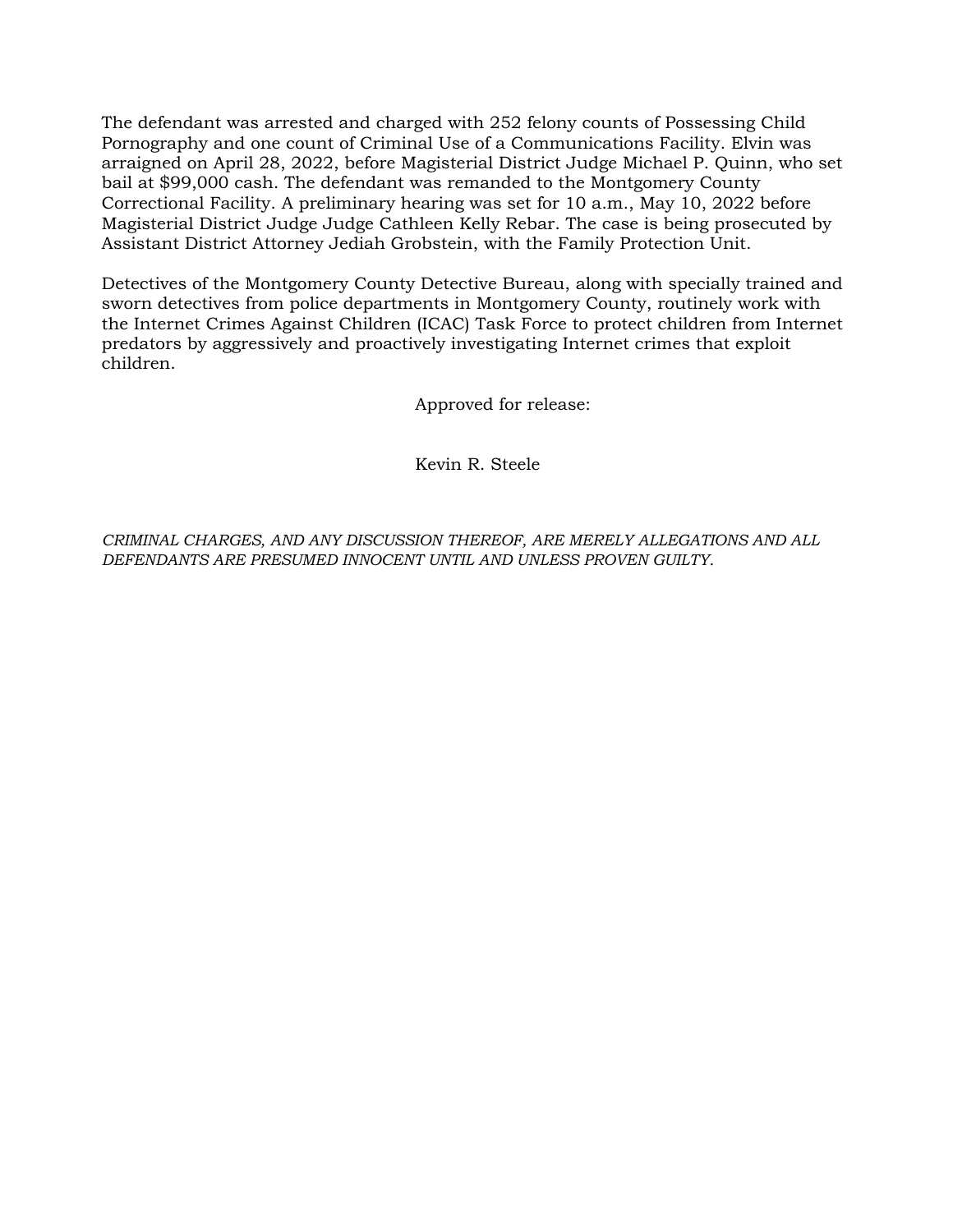The defendant was arrested and charged with 252 felony counts of Possessing Child Pornography and one count of Criminal Use of a Communications Facility. Elvin was arraigned on April 28, 2022, before Magisterial District Judge Michael P. Quinn, who set bail at $99,000 cash. The defendant was remanded to the Montgomery County Correctional Facility. A preliminary hearing was set for 10 a.m., May 10, 2022 before Magisterial District Judge Judge Cathleen Kelly Rebar. The case is being prosecuted by Assistant District Attorney Jediah Grobstein, with the Family Protection Unit.

Detectives of the Montgomery County Detective Bureau, along with specially trained and sworn detectives from police departments in Montgomery County, routinely work with the Internet Crimes Against Children (ICAC) Task Force to protect children from Internet predators by aggressively and proactively investigating Internet crimes that exploit children.

Approved for release:

Kevin R. Steele

*CRIMINAL CHARGES, AND ANY DISCUSSION THEREOF, ARE MERELY ALLEGATIONS AND ALL DEFENDANTS ARE PRESUMED INNOCENT UNTIL AND UNLESS PROVEN GUILTY.*